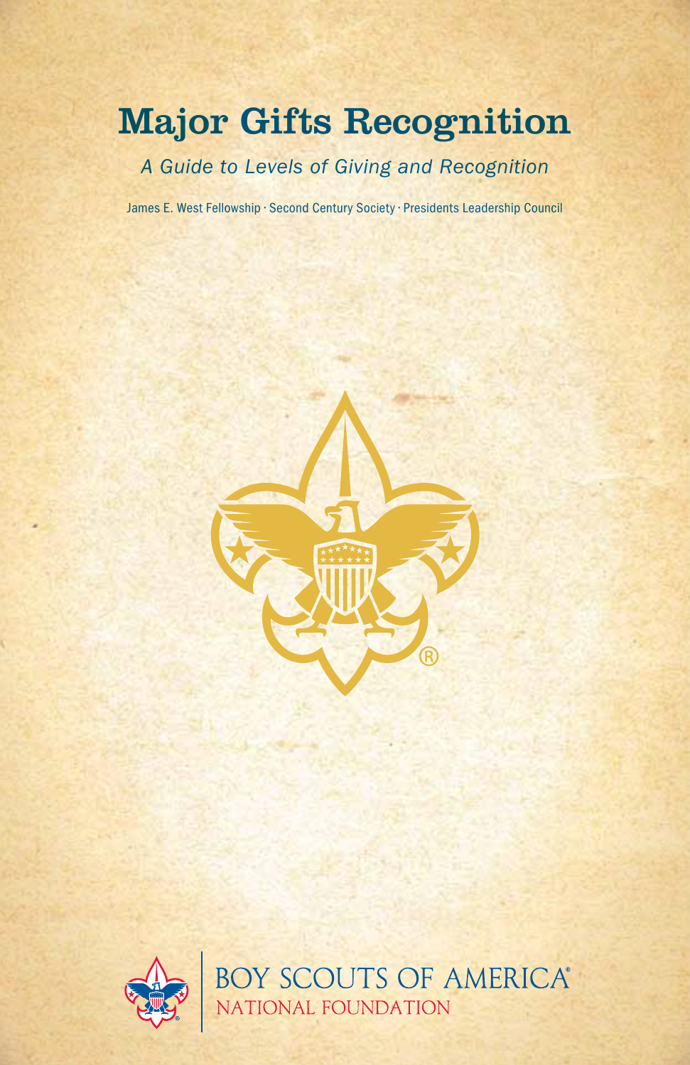# Major Gifts Recognition

*A Guide to Levels of Giving and Recognition*

James E. West Fellowship · Second Century Society · Presidents Leadership Council

BOY SCOUTS OF AMERICA®
NATIONAL FOUNDATION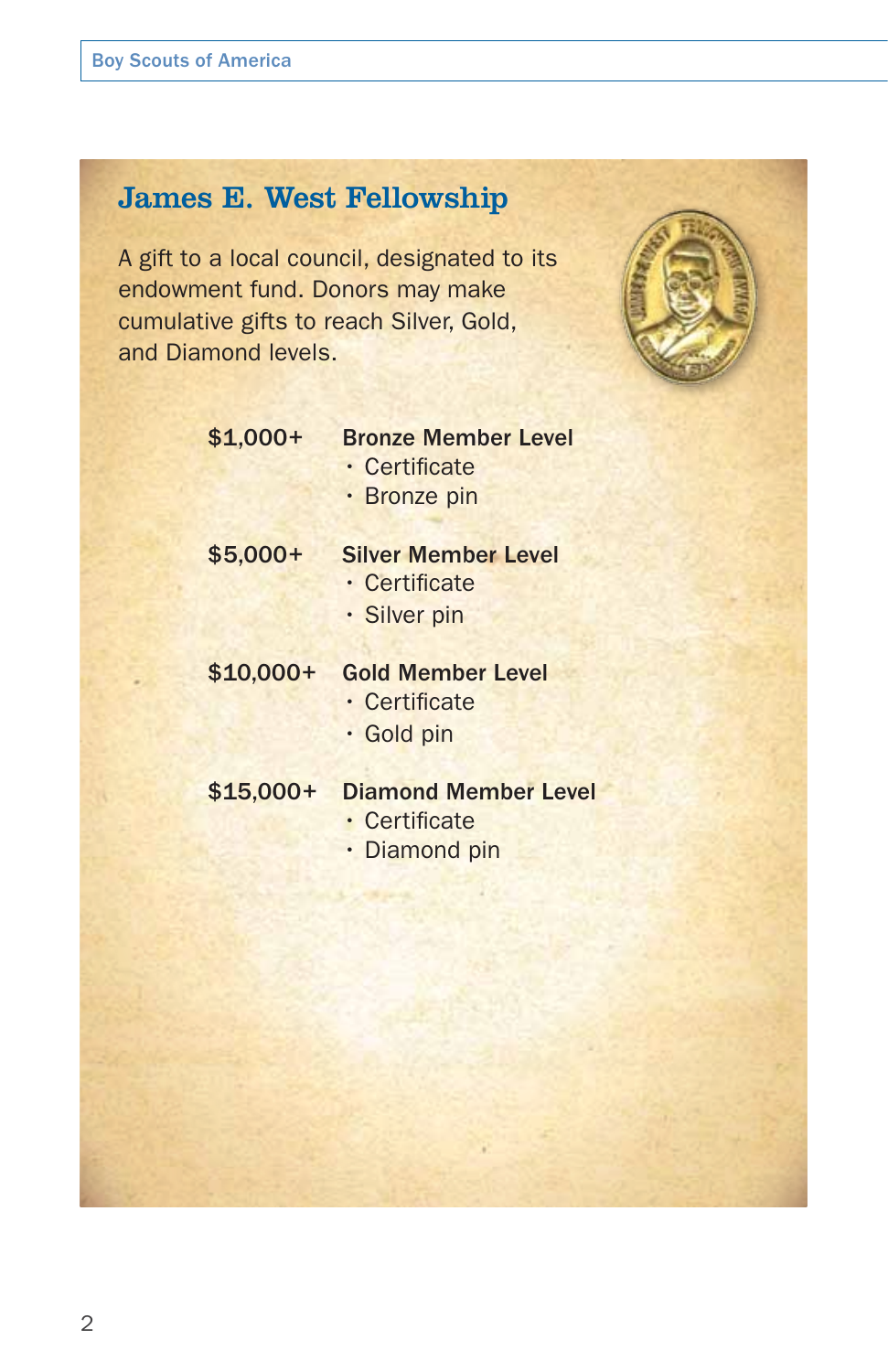## James E. West Fellowship

A gift to a local council, designated to its endowment fund. Donors may make cumulative gifts to reach Silver, Gold, and Diamond levels.

**$1,000+** — **Bronze Member Level**
- Certificate
- Bronze pin

**$5,000+** — **Silver Member Level**
- Certificate
- Silver pin

**$10,000+** — **Gold Member Level**
- Certificate
- Gold pin

**$15,000+** — **Diamond Member Level**
- Certificate
- Diamond pin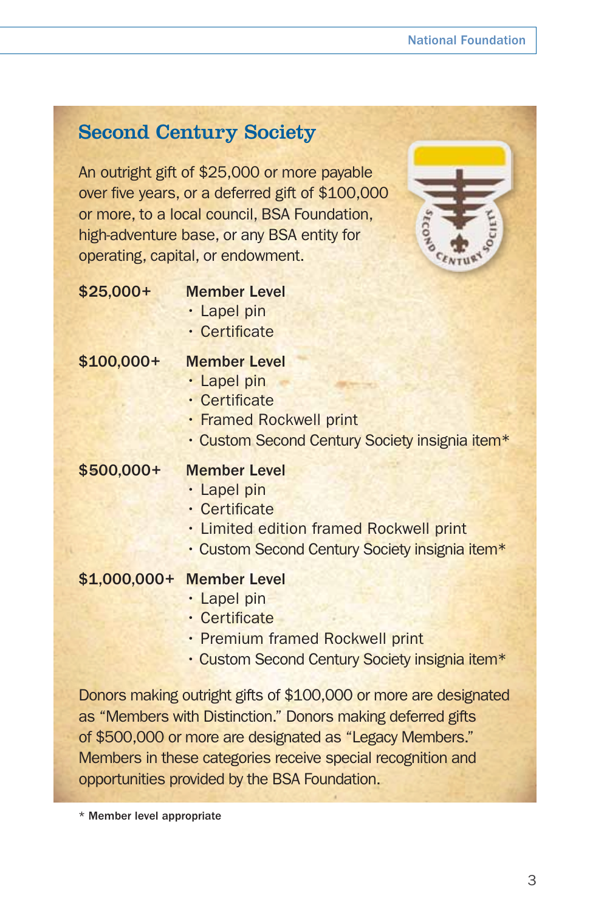## Second Century Society

An outright gift of $25,000 or more payable over five years, or a deferred gift of $100,000 or more, to a local council, BSA Foundation, high-adventure base, or any BSA entity for operating, capital, or endowment.

**$25,000+** **Member Level**
- Lapel pin
- Certificate

**$100,000+** **Member Level**
- Lapel pin
- Certificate
- Framed Rockwell print
- Custom Second Century Society insignia item*

**$500,000+** **Member Level**
- Lapel pin
- Certificate
- Limited edition framed Rockwell print
- Custom Second Century Society insignia item*

**$1,000,000+** **Member Level**
- Lapel pin
- Certificate
- Premium framed Rockwell print
- Custom Second Century Society insignia item*

Donors making outright gifts of $100,000 or more are designated as "Members with Distinction." Donors making deferred gifts of $500,000 or more are designated as "Legacy Members." Members in these categories receive special recognition and opportunities provided by the BSA Foundation.

\* **Member level appropriate**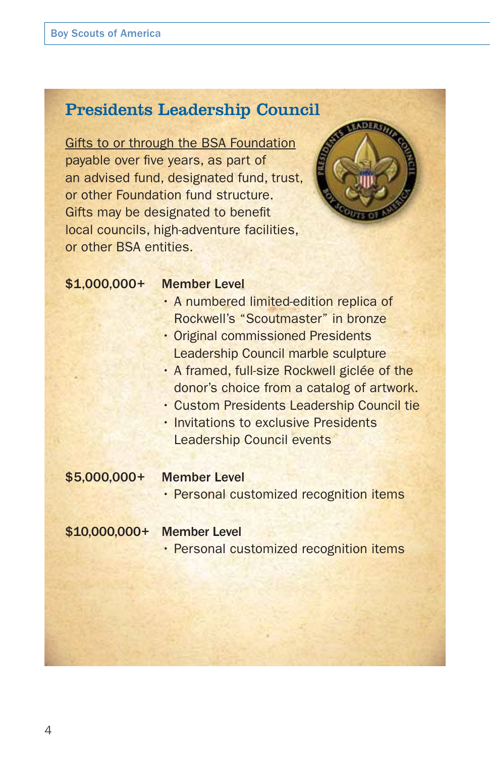## Presidents Leadership Council

Gifts to or through the BSA Foundation payable over five years, as part of an advised fund, designated fund, trust, or other Foundation fund structure. Gifts may be designated to benefit local councils, high-adventure facilities, or other BSA entities.

**$1,000,000+** **Member Level**

- A numbered limited-edition replica of Rockwell's "Scoutmaster" in bronze
- Original commissioned Presidents Leadership Council marble sculpture
- A framed, full-size Rockwell giclée of the donor's choice from a catalog of artwork.
- Custom Presidents Leadership Council tie
- Invitations to exclusive Presidents Leadership Council events

**$5,000,000+** **Member Level**

- Personal customized recognition items

**$10,000,000+** **Member Level**

- Personal customized recognition items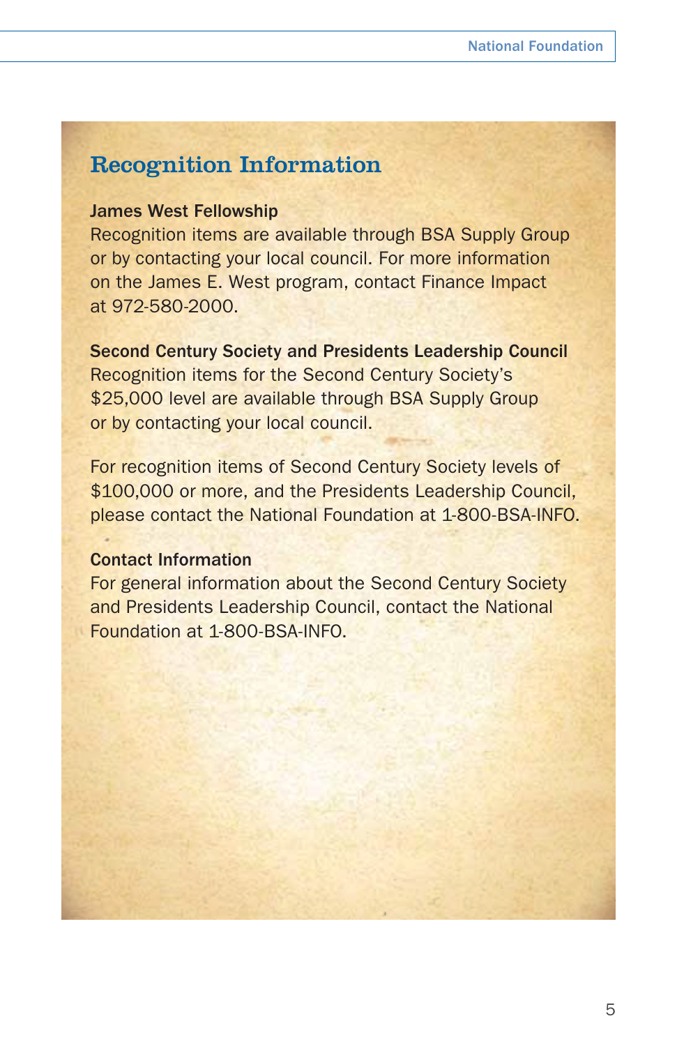## Recognition Information

**James West Fellowship**

Recognition items are available through BSA Supply Group or by contacting your local council. For more information on the James E. West program, contact Finance Impact at 972-580-2000.

**Second Century Society and Presidents Leadership Council**

Recognition items for the Second Century Society's $25,000 level are available through BSA Supply Group or by contacting your local council.

For recognition items of Second Century Society levels of $100,000 or more, and the Presidents Leadership Council, please contact the National Foundation at 1-800-BSA-INFO.

**Contact Information**

For general information about the Second Century Society and Presidents Leadership Council, contact the National Foundation at 1-800-BSA-INFO.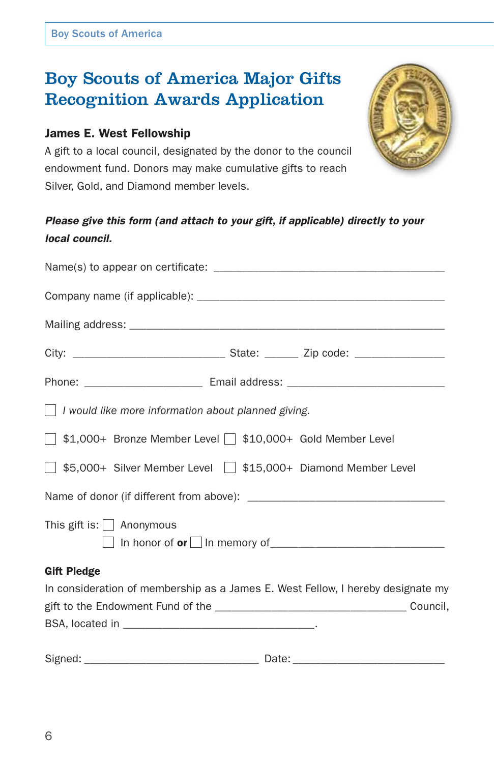# Boy Scouts of America Major Gifts Recognition Awards Application

### James E. West Fellowship

A gift to a local council, designated by the donor to the council endowment fund. Donors may make cumulative gifts to reach Silver, Gold, and Diamond member levels.

***Please give this form (and attach to your gift, if applicable) directly to your local council.***

Name(s) to appear on certificate: ________________________________________

Company name (if applicable): ___________________________________________

Mailing address: _______________________________________________________

City: ___________________________ State: ______ Zip code: ________________

Phone: _____________________ Email address: ____________________________

☐ *I would like more information about planned giving.*

☐ $1,000+ Bronze Member Level ☐ $10,000+ Gold Member Level

☐ $5,000+ Silver Member Level ☐ $15,000+ Diamond Member Level

Name of donor (if different from above): ________________________________

This gift is: ☐ Anonymous

☐ In honor of **or** ☐ In memory of______________________________

**Gift Pledge**

In consideration of membership as a James E. West Fellow, I hereby designate my gift to the Endowment Fund of the __________________________________ Council, BSA, located in __________________________________.

Signed: ______________________________ Date: __________________________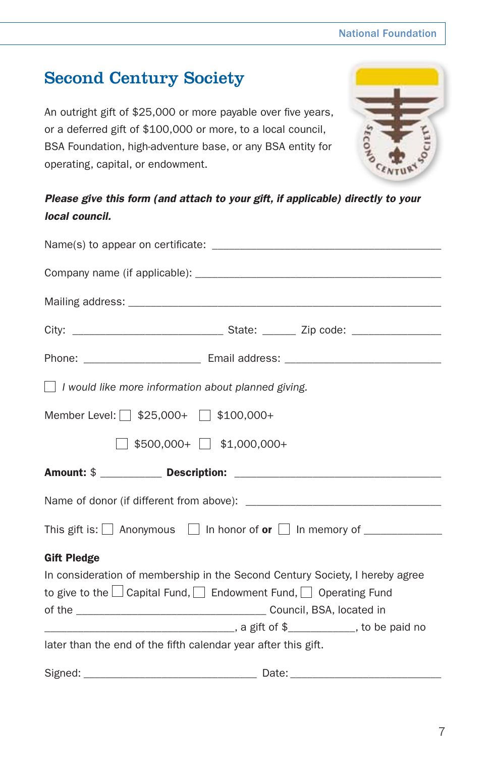# Second Century Society

An outright gift of $25,000 or more payable over five years, or a deferred gift of $100,000 or more, to a local council, BSA Foundation, high-adventure base, or any BSA entity for operating, capital, or endowment.

***Please give this form (and attach to your gift, if applicable) directly to your local council.***

Name(s) to appear on certificate: ________________________________________

Company name (if applicable): ___________________________________________

Mailing address: ____________________________________________________

City: ___________________________ State: ______ Zip code: _______________

Phone: _____________________ Email address: ____________________________

☐ *I would like more information about planned giving.*

Member Level: ☐ $25,000+ ☐ $100,000+

☐ $500,000+ ☐ $1,000,000+

**Amount:** $ ___________ **Description:** _____________________________________

Name of donor (if different from above): ___________________________________

This gift is: ☐ Anonymous ☐ In honor of **or** ☐ In memory of _____________

**Gift Pledge**

In consideration of membership in the Second Century Society, I hereby agree to give to the ☐ Capital Fund, ☐ Endowment Fund, ☐ Operating Fund of the _________________________________ Council, BSA, located in _________________________________, a gift of $___________, to be paid no later than the end of the fifth calendar year after this gift.

Signed: _______________________________ Date: ___________________________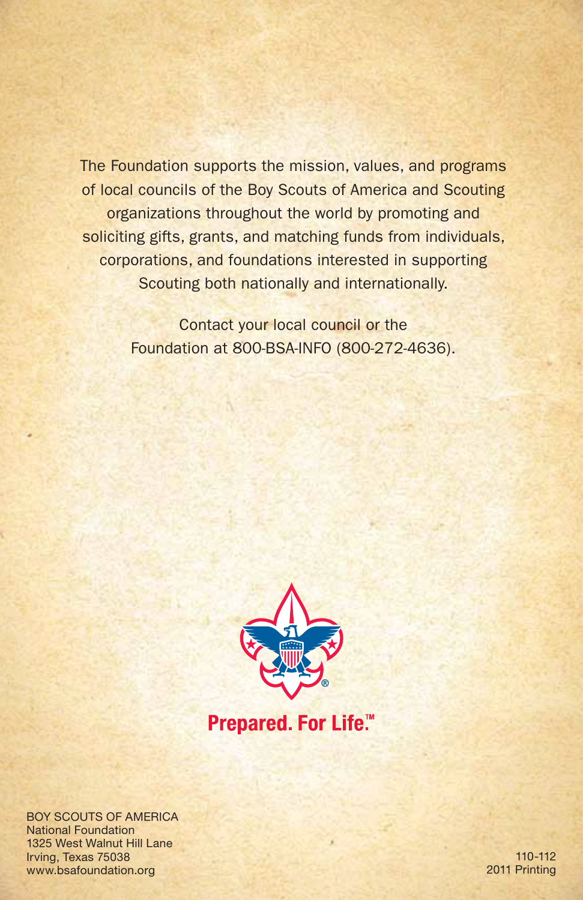The Foundation supports the mission, values, and programs of local councils of the Boy Scouts of America and Scouting organizations throughout the world by promoting and soliciting gifts, grants, and matching funds from individuals, corporations, and foundations interested in supporting Scouting both nationally and internationally.

Contact your local council or the Foundation at 800-BSA-INFO (800-272-4636).

**Prepared. For Life.™**

BOY SCOUTS OF AMERICA
National Foundation
1325 West Walnut Hill Lane
Irving, Texas 75038
www.bsafoundation.org

110-112
2011 Printing